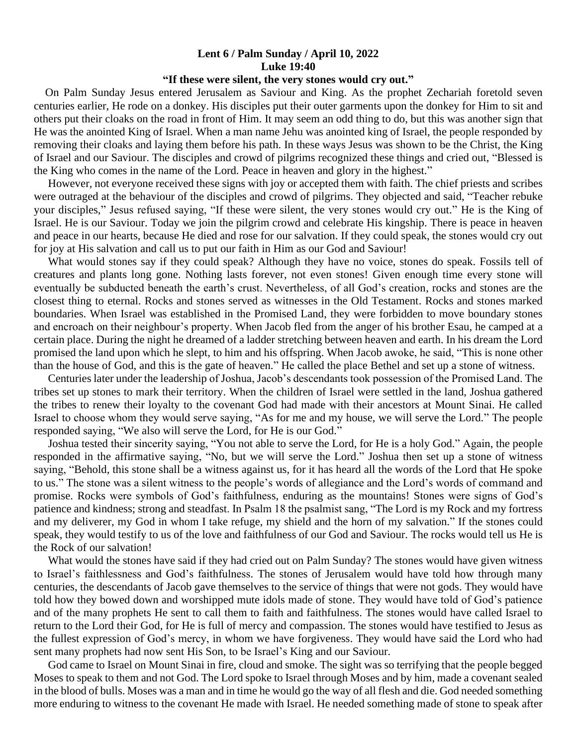**Lent 6 / Palm Sunday / April 10, 2022**

**Luke 19:40**

**"If these were silent, the very stones would cry out."**

On Palm Sunday Jesus entered Jerusalem as Saviour and King. As the prophet Zechariah foretold seven centuries earlier, He rode on a donkey. His disciples put their outer garments upon the donkey for Him to sit and others put their cloaks on the road in front of Him. It may seem an odd thing to do, but this was another sign that He was the anointed King of Israel. When a man name Jehu was anointed king of Israel, the people responded by removing their cloaks and laying them before his path. In these ways Jesus was shown to be the Christ, the King of Israel and our Saviour. The disciples and crowd of pilgrims recognized these things and cried out, "Blessed is the King who comes in the name of the Lord. Peace in heaven and glory in the highest."

However, not everyone received these signs with joy or accepted them with faith. The chief priests and scribes were outraged at the behaviour of the disciples and crowd of pilgrims. They objected and said, "Teacher rebuke your disciples," Jesus refused saying, "If these were silent, the very stones would cry out." He is the King of Israel. He is our Saviour. Today we join the pilgrim crowd and celebrate His kingship. There is peace in heaven and peace in our hearts, because He died and rose for our salvation. If they could speak, the stones would cry out for joy at His salvation and call us to put our faith in Him as our God and Saviour!

What would stones say if they could speak? Although they have no voice, stones do speak. Fossils tell of creatures and plants long gone. Nothing lasts forever, not even stones! Given enough time every stone will eventually be subducted beneath the earth's crust. Nevertheless, of all God's creation, rocks and stones are the closest thing to eternal. Rocks and stones served as witnesses in the Old Testament. Rocks and stones marked boundaries. When Israel was established in the Promised Land, they were forbidden to move boundary stones and encroach on their neighbour's property. When Jacob fled from the anger of his brother Esau, he camped at a certain place. During the night he dreamed of a ladder stretching between heaven and earth. In his dream the Lord promised the land upon which he slept, to him and his offspring. When Jacob awoke, he said, "This is none other than the house of God, and this is the gate of heaven." He called the place Bethel and set up a stone of witness.

Centuries later under the leadership of Joshua, Jacob's descendants took possession of the Promised Land. The tribes set up stones to mark their territory. When the children of Israel were settled in the land, Joshua gathered the tribes to renew their loyalty to the covenant God had made with their ancestors at Mount Sinai. He called Israel to choose whom they would serve saying, "As for me and my house, we will serve the Lord." The people responded saying, "We also will serve the Lord, for He is our God."

Joshua tested their sincerity saying, "You not able to serve the Lord, for He is a holy God." Again, the people responded in the affirmative saying, "No, but we will serve the Lord." Joshua then set up a stone of witness saying, "Behold, this stone shall be a witness against us, for it has heard all the words of the Lord that He spoke to us." The stone was a silent witness to the people's words of allegiance and the Lord's words of command and promise. Rocks were symbols of God's faithfulness, enduring as the mountains! Stones were signs of God's patience and kindness; strong and steadfast. In Psalm 18 the psalmist sang, "The Lord is my Rock and my fortress and my deliverer, my God in whom I take refuge, my shield and the horn of my salvation." If the stones could speak, they would testify to us of the love and faithfulness of our God and Saviour. The rocks would tell us He is the Rock of our salvation!

What would the stones have said if they had cried out on Palm Sunday? The stones would have given witness to Israel's faithlessness and God's faithfulness. The stones of Jerusalem would have told how through many centuries, the descendants of Jacob gave themselves to the service of things that were not gods. They would have told how they bowed down and worshipped mute idols made of stone. They would have told of God's patience and of the many prophets He sent to call them to faith and faithfulness. The stones would have called Israel to return to the Lord their God, for He is full of mercy and compassion. The stones would have testified to Jesus as the fullest expression of God's mercy, in whom we have forgiveness. They would have said the Lord who had sent many prophets had now sent His Son, to be Israel's King and our Saviour.

God came to Israel on Mount Sinai in fire, cloud and smoke. The sight was so terrifying that the people begged Moses to speak to them and not God. The Lord spoke to Israel through Moses and by him, made a covenant sealed in the blood of bulls. Moses was a man and in time he would go the way of all flesh and die. God needed something more enduring to witness to the covenant He made with Israel. He needed something made of stone to speak after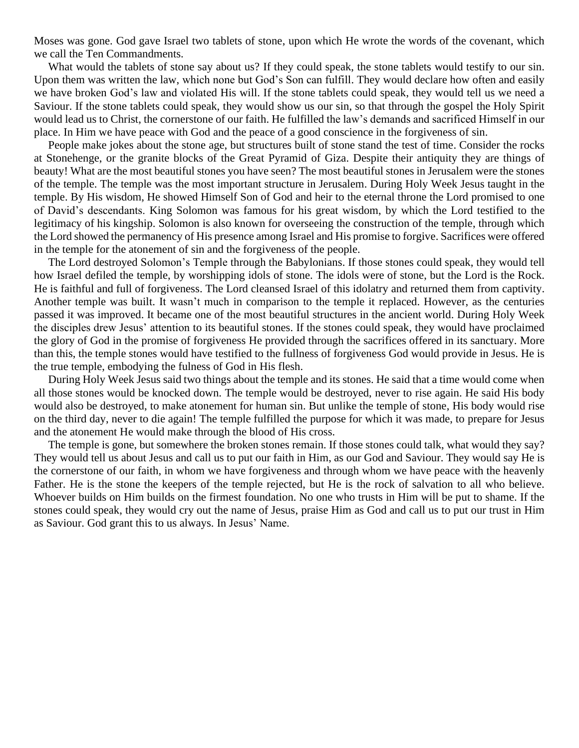Moses was gone. God gave Israel two tablets of stone, upon which He wrote the words of the covenant, which we call the Ten Commandments.

What would the tablets of stone say about us? If they could speak, the stone tablets would testify to our sin. Upon them was written the law, which none but God's Son can fulfill. They would declare how often and easily we have broken God's law and violated His will. If the stone tablets could speak, they would tell us we need a Saviour. If the stone tablets could speak, they would show us our sin, so that through the gospel the Holy Spirit would lead us to Christ, the cornerstone of our faith. He fulfilled the law's demands and sacrificed Himself in our place. In Him we have peace with God and the peace of a good conscience in the forgiveness of sin.

People make jokes about the stone age, but structures built of stone stand the test of time. Consider the rocks at Stonehenge, or the granite blocks of the Great Pyramid of Giza. Despite their antiquity they are things of beauty! What are the most beautiful stones you have seen? The most beautiful stones in Jerusalem were the stones of the temple. The temple was the most important structure in Jerusalem. During Holy Week Jesus taught in the temple. By His wisdom, He showed Himself Son of God and heir to the eternal throne the Lord promised to one of David's descendants. King Solomon was famous for his great wisdom, by which the Lord testified to the legitimacy of his kingship. Solomon is also known for overseeing the construction of the temple, through which the Lord showed the permanency of His presence among Israel and His promise to forgive. Sacrifices were offered in the temple for the atonement of sin and the forgiveness of the people.

The Lord destroyed Solomon's Temple through the Babylonians. If those stones could speak, they would tell how Israel defiled the temple, by worshipping idols of stone. The idols were of stone, but the Lord is the Rock. He is faithful and full of forgiveness. The Lord cleansed Israel of this idolatry and returned them from captivity. Another temple was built. It wasn't much in comparison to the temple it replaced. However, as the centuries passed it was improved. It became one of the most beautiful structures in the ancient world. During Holy Week the disciples drew Jesus' attention to its beautiful stones. If the stones could speak, they would have proclaimed the glory of God in the promise of forgiveness He provided through the sacrifices offered in its sanctuary. More than this, the temple stones would have testified to the fullness of forgiveness God would provide in Jesus. He is the true temple, embodying the fulness of God in His flesh.

During Holy Week Jesus said two things about the temple and its stones. He said that a time would come when all those stones would be knocked down. The temple would be destroyed, never to rise again. He said His body would also be destroyed, to make atonement for human sin. But unlike the temple of stone, His body would rise on the third day, never to die again! The temple fulfilled the purpose for which it was made, to prepare for Jesus and the atonement He would make through the blood of His cross.

The temple is gone, but somewhere the broken stones remain. If those stones could talk, what would they say? They would tell us about Jesus and call us to put our faith in Him, as our God and Saviour. They would say He is the cornerstone of our faith, in whom we have forgiveness and through whom we have peace with the heavenly Father. He is the stone the keepers of the temple rejected, but He is the rock of salvation to all who believe. Whoever builds on Him builds on the firmest foundation. No one who trusts in Him will be put to shame. If the stones could speak, they would cry out the name of Jesus, praise Him as God and call us to put our trust in Him as Saviour. God grant this to us always. In Jesus' Name.